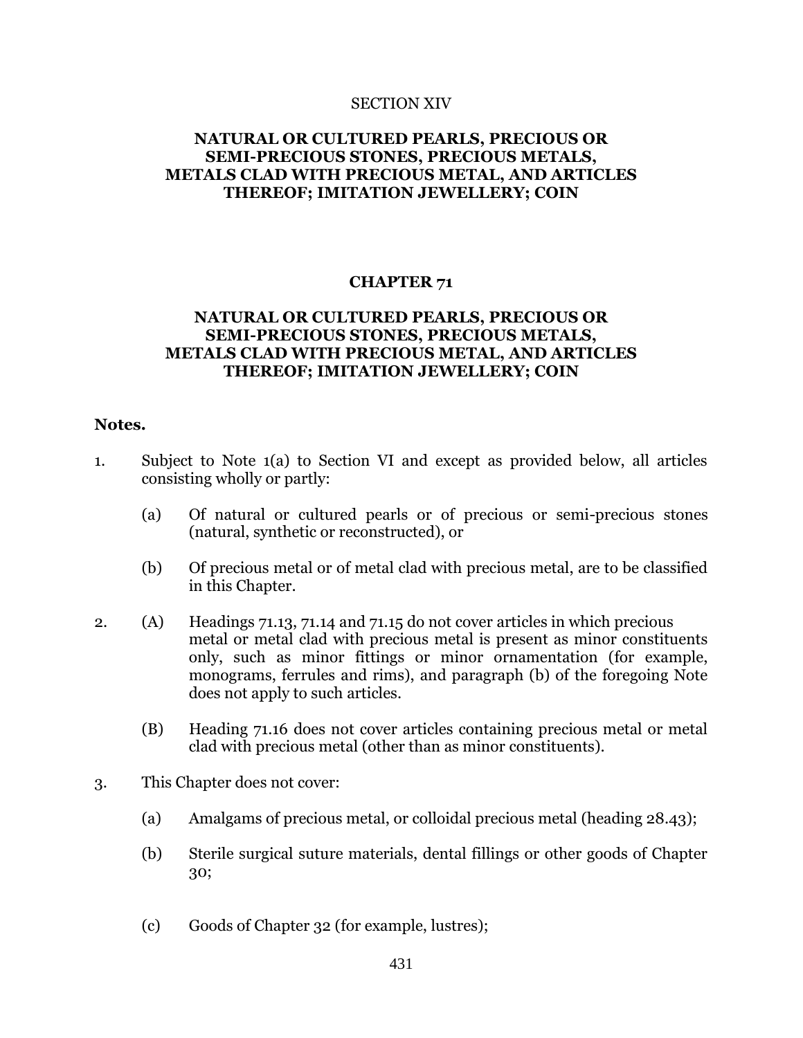SECTION XIV

## NATURAL OR CULTURED PEARLS, PRECIOUS OR SEMI-PRECIOUS STONES, PRECIOUS METALS, METALS CLAD WITH PRECIOUS METAL, AND ARTICLES THEREOF; IMITATION JEWELLERY; COIN

## CHAPTER 71

## NATURAL OR CULTURED PEARLS, PRECIOUS OR SEMI-PRECIOUS STONES, PRECIOUS METALS, METALS CLAD WITH PRECIOUS METAL, AND ARTICLES THEREOF; IMITATION JEWELLERY; COIN

**Notes.**

1. Subject to Note 1(a) to Section VI and except as provided below, all articles consisting wholly or partly:

   (a) Of natural or cultured pearls or of precious or semi-precious stones (natural, synthetic or reconstructed), or

   (b) Of precious metal or of metal clad with precious metal, are to be classified in this Chapter.

2. (A) Headings 71.13, 71.14 and 71.15 do not cover articles in which precious metal or metal clad with precious metal is present as minor constituents only, such as minor fittings or minor ornamentation (for example, monograms, ferrules and rims), and paragraph (b) of the foregoing Note does not apply to such articles.

   (B) Heading 71.16 does not cover articles containing precious metal or metal clad with precious metal (other than as minor constituents).

3. This Chapter does not cover:

   (a) Amalgams of precious metal, or colloidal precious metal (heading 28.43);

   (b) Sterile surgical suture materials, dental fillings or other goods of Chapter 30;

   (c) Goods of Chapter 32 (for example, lustres);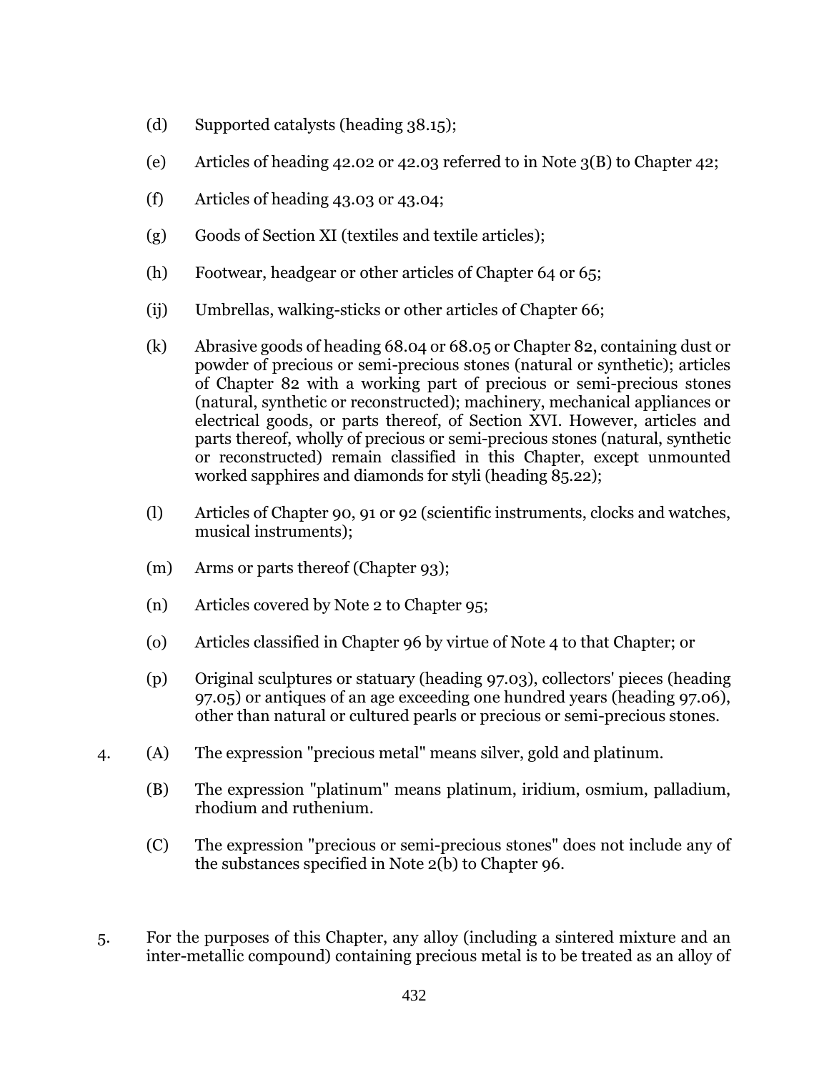(d) Supported catalysts (heading 38.15);

(e) Articles of heading 42.02 or 42.03 referred to in Note 3(B) to Chapter 42;

(f) Articles of heading 43.03 or 43.04;

(g) Goods of Section XI (textiles and textile articles);

(h) Footwear, headgear or other articles of Chapter 64 or 65;

(ij) Umbrellas, walking-sticks or other articles of Chapter 66;

(k) Abrasive goods of heading 68.04 or 68.05 or Chapter 82, containing dust or powder of precious or semi-precious stones (natural or synthetic); articles of Chapter 82 with a working part of precious or semi-precious stones (natural, synthetic or reconstructed); machinery, mechanical appliances or electrical goods, or parts thereof, of Section XVI. However, articles and parts thereof, wholly of precious or semi-precious stones (natural, synthetic or reconstructed) remain classified in this Chapter, except unmounted worked sapphires and diamonds for styli (heading 85.22);

(l) Articles of Chapter 90, 91 or 92 (scientific instruments, clocks and watches, musical instruments);

(m) Arms or parts thereof (Chapter 93);

(n) Articles covered by Note 2 to Chapter 95;

(o) Articles classified in Chapter 96 by virtue of Note 4 to that Chapter; or

(p) Original sculptures or statuary (heading 97.03), collectors' pieces (heading 97.05) or antiques of an age exceeding one hundred years (heading 97.06), other than natural or cultured pearls or precious or semi-precious stones.

4. (A) The expression "precious metal" means silver, gold and platinum.

   (B) The expression "platinum" means platinum, iridium, osmium, palladium, rhodium and ruthenium.

   (C) The expression "precious or semi-precious stones" does not include any of the substances specified in Note 2(b) to Chapter 96.

5. For the purposes of this Chapter, any alloy (including a sintered mixture and an inter-metallic compound) containing precious metal is to be treated as an alloy of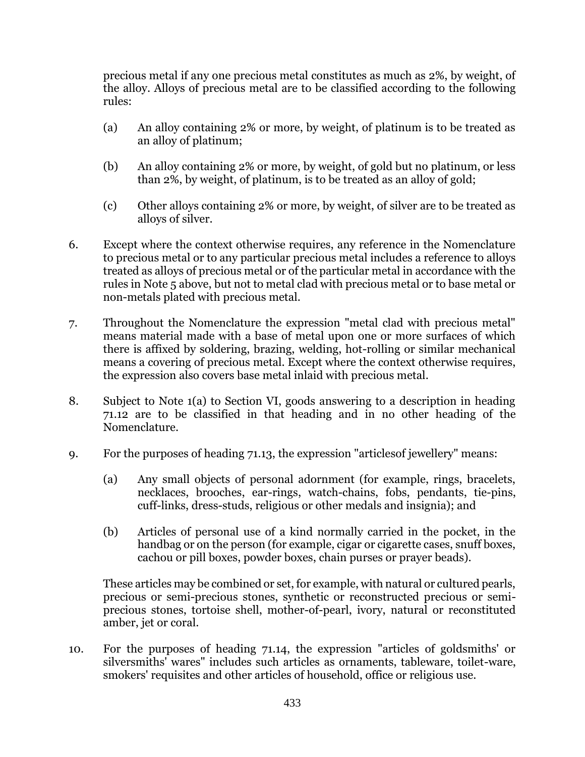precious metal if any one precious metal constitutes as much as 2%, by weight, of the alloy. Alloys of precious metal are to be classified according to the following rules:

(a) An alloy containing 2% or more, by weight, of platinum is to be treated as an alloy of platinum;

(b) An alloy containing 2% or more, by weight, of gold but no platinum, or less than 2%, by weight, of platinum, is to be treated as an alloy of gold;

(c) Other alloys containing 2% or more, by weight, of silver are to be treated as alloys of silver.

6. Except where the context otherwise requires, any reference in the Nomenclature to precious metal or to any particular precious metal includes a reference to alloys treated as alloys of precious metal or of the particular metal in accordance with the rules in Note 5 above, but not to metal clad with precious metal or to base metal or non-metals plated with precious metal.

7. Throughout the Nomenclature the expression "metal clad with precious metal" means material made with a base of metal upon one or more surfaces of which there is affixed by soldering, brazing, welding, hot-rolling or similar mechanical means a covering of precious metal. Except where the context otherwise requires, the expression also covers base metal inlaid with precious metal.

8. Subject to Note 1(a) to Section VI, goods answering to a description in heading 71.12 are to be classified in that heading and in no other heading of the Nomenclature.

9. For the purposes of heading 71.13, the expression "articlesof jewellery" means:

(a) Any small objects of personal adornment (for example, rings, bracelets, necklaces, brooches, ear-rings, watch-chains, fobs, pendants, tie-pins, cuff-links, dress-studs, religious or other medals and insignia); and

(b) Articles of personal use of a kind normally carried in the pocket, in the handbag or on the person (for example, cigar or cigarette cases, snuff boxes, cachou or pill boxes, powder boxes, chain purses or prayer beads).

These articles may be combined or set, for example, with natural or cultured pearls, precious or semi-precious stones, synthetic or reconstructed precious or semi-precious stones, tortoise shell, mother-of-pearl, ivory, natural or reconstituted amber, jet or coral.

10. For the purposes of heading 71.14, the expression "articles of goldsmiths' or silversmiths' wares" includes such articles as ornaments, tableware, toilet-ware, smokers' requisites and other articles of household, office or religious use.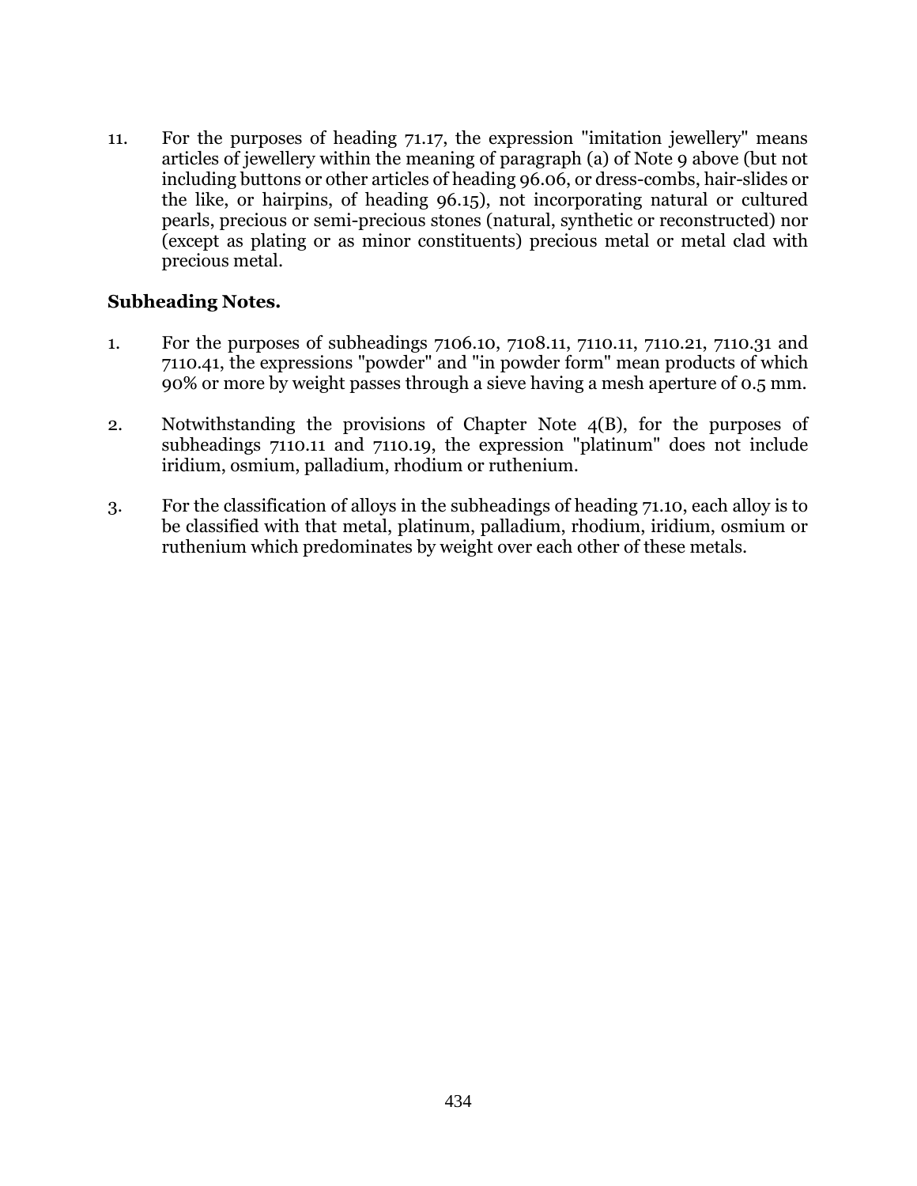11. For the purposes of heading 71.17, the expression "imitation jewellery" means articles of jewellery within the meaning of paragraph (a) of Note 9 above (but not including buttons or other articles of heading 96.06, or dress-combs, hair-slides or the like, or hairpins, of heading 96.15), not incorporating natural or cultured pearls, precious or semi-precious stones (natural, synthetic or reconstructed) nor (except as plating or as minor constituents) precious metal or metal clad with precious metal.

**Subheading Notes.**

1. For the purposes of subheadings 7106.10, 7108.11, 7110.11, 7110.21, 7110.31 and 7110.41, the expressions "powder" and "in powder form" mean products of which 90% or more by weight passes through a sieve having a mesh aperture of 0.5 mm.

2. Notwithstanding the provisions of Chapter Note 4(B), for the purposes of subheadings 7110.11 and 7110.19, the expression "platinum" does not include iridium, osmium, palladium, rhodium or ruthenium.

3. For the classification of alloys in the subheadings of heading 71.10, each alloy is to be classified with that metal, platinum, palladium, rhodium, iridium, osmium or ruthenium which predominates by weight over each other of these metals.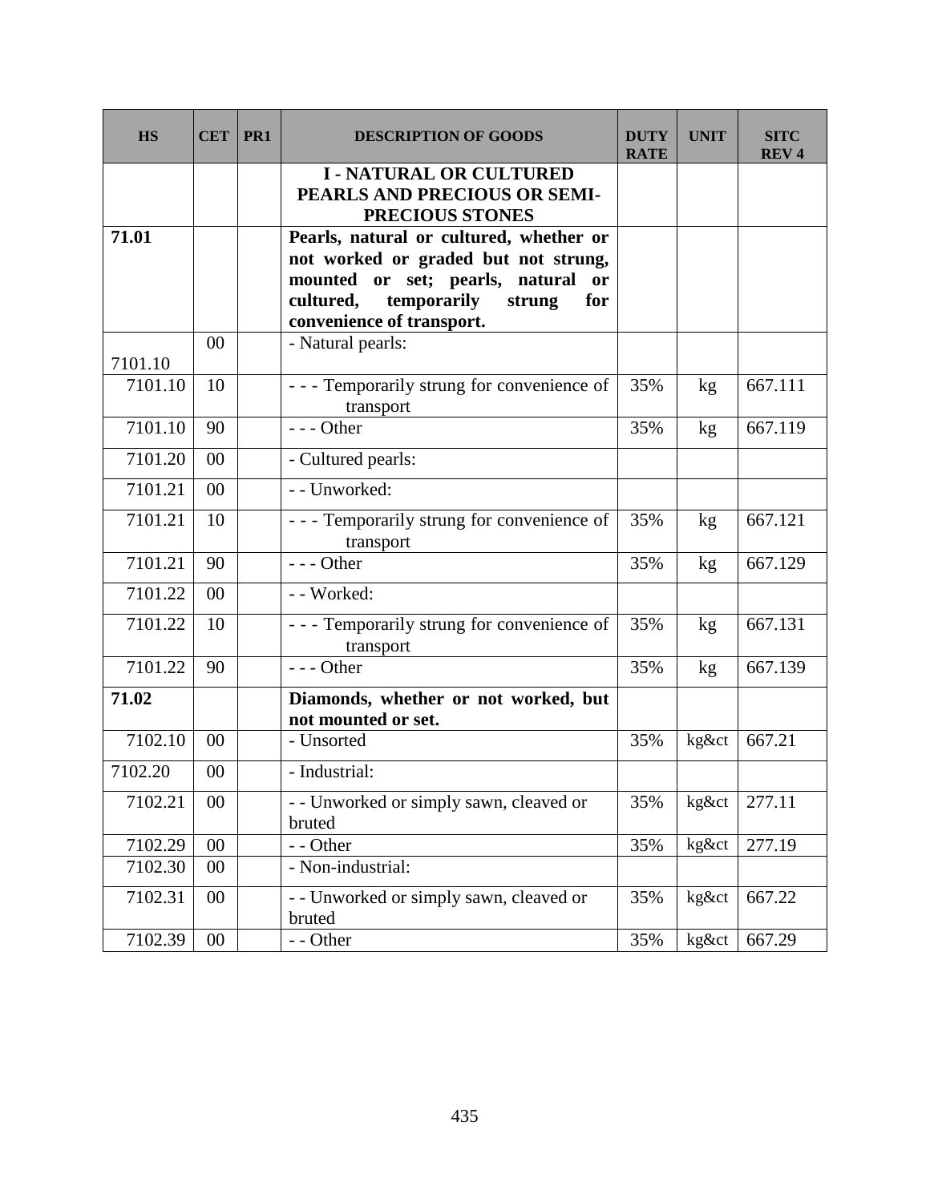| HS | CET | PR1 | DESCRIPTION OF GOODS | DUTY RATE | UNIT | SITC REV 4 |
|---|---|---|---|---|---|---|
| | | | **I - NATURAL OR CULTURED PEARLS AND PRECIOUS OR SEMI-PRECIOUS STONES** | | | |
| **71.01** | | | **Pearls, natural or cultured, whether or not worked or graded but not strung, mounted or set; pearls, natural or cultured, temporarily strung for convenience of transport.** | | | |
| 7101.10 | 00 | | - Natural pearls: | | | |
| 7101.10 | 10 | | - - - Temporarily strung for convenience of transport | 35% | kg | 667.111 |
| 7101.10 | 90 | | - - - Other | 35% | kg | 667.119 |
| 7101.20 | 00 | | - Cultured pearls: | | | |
| 7101.21 | 00 | | - - Unworked: | | | |
| 7101.21 | 10 | | - - - Temporarily strung for convenience of transport | 35% | kg | 667.121 |
| 7101.21 | 90 | | - - - Other | 35% | kg | 667.129 |
| 7101.22 | 00 | | - - Worked: | | | |
| 7101.22 | 10 | | - - - Temporarily strung for convenience of transport | 35% | kg | 667.131 |
| 7101.22 | 90 | | - - - Other | 35% | kg | 667.139 |
| **71.02** | | | **Diamonds, whether or not worked, but not mounted or set.** | | | |
| 7102.10 | 00 | | - Unsorted | 35% | kg&ct | 667.21 |
| 7102.20 | 00 | | - Industrial: | | | |
| 7102.21 | 00 | | - - Unworked or simply sawn, cleaved or bruted | 35% | kg&ct | 277.11 |
| 7102.29 | 00 | | - - Other | 35% | kg&ct | 277.19 |
| 7102.30 | 00 | | - Non-industrial: | | | |
| 7102.31 | 00 | | - - Unworked or simply sawn, cleaved or bruted | 35% | kg&ct | 667.22 |
| 7102.39 | 00 | | - - Other | 35% | kg&ct | 667.29 |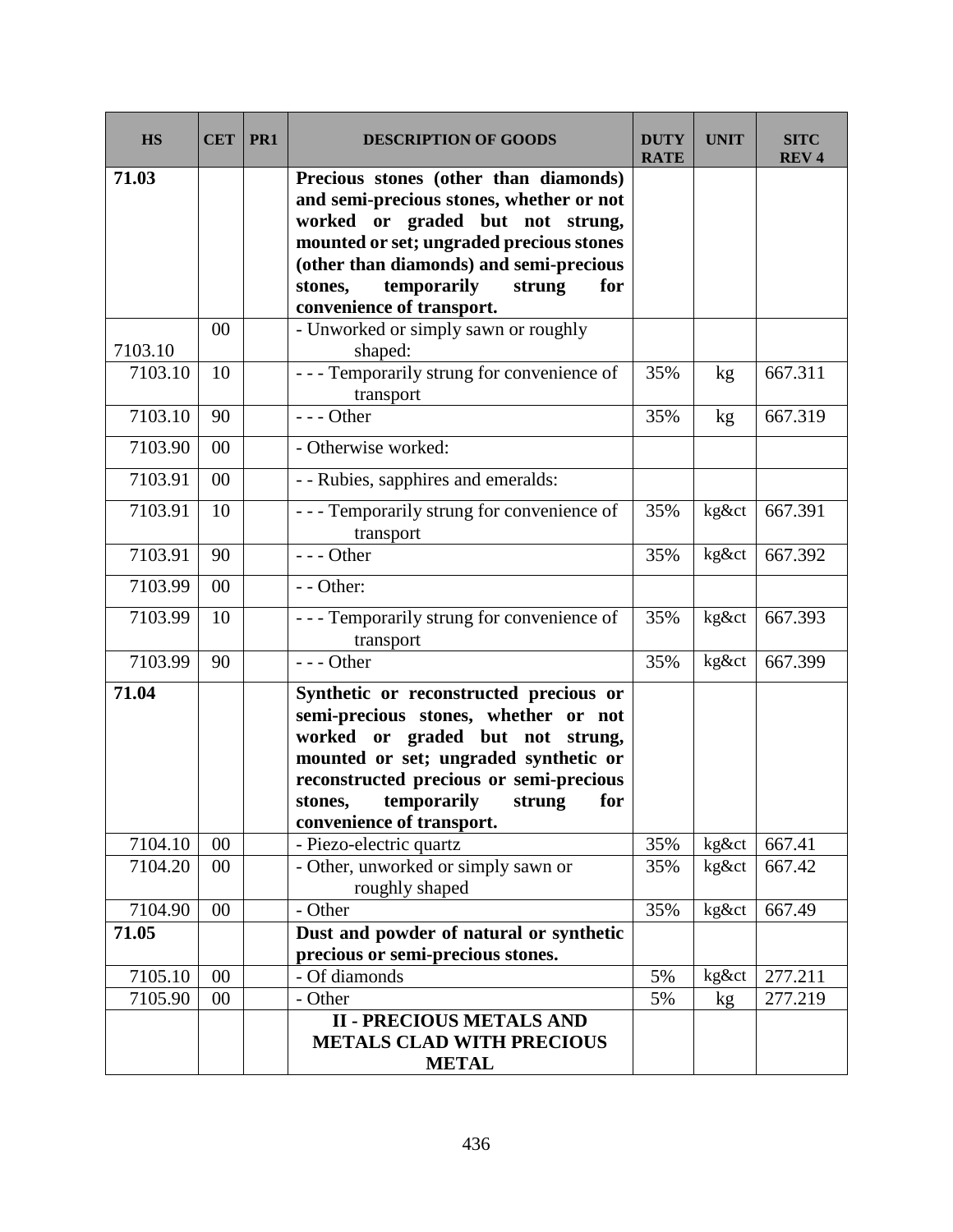| HS | CET | PR1 | DESCRIPTION OF GOODS | DUTY RATE | UNIT | SITC REV 4 |
|---|---|---|---|---|---|---|
| **71.03** | | | **Precious stones (other than diamonds) and semi-precious stones, whether or not worked or graded but not strung, mounted or set; ungraded precious stones (other than diamonds) and semi-precious stones, temporarily strung for convenience of transport.** | | | |
| 7103.10 | 00 | | - Unworked or simply sawn or roughly shaped: | | | |
| 7103.10 | 10 | | - - - Temporarily strung for convenience of transport | 35% | kg | 667.311 |
| 7103.10 | 90 | | - - - Other | 35% | kg | 667.319 |
| 7103.90 | 00 | | - Otherwise worked: | | | |
| 7103.91 | 00 | | - - Rubies, sapphires and emeralds: | | | |
| 7103.91 | 10 | | - - - Temporarily strung for convenience of transport | 35% | kg&ct | 667.391 |
| 7103.91 | 90 | | - - - Other | 35% | kg&ct | 667.392 |
| 7103.99 | 00 | | - - Other: | | | |
| 7103.99 | 10 | | - - - Temporarily strung for convenience of transport | 35% | kg&ct | 667.393 |
| 7103.99 | 90 | | - - - Other | 35% | kg&ct | 667.399 |
| **71.04** | | | **Synthetic or reconstructed precious or semi-precious stones, whether or not worked or graded but not strung, mounted or set; ungraded synthetic or reconstructed precious or semi-precious stones, temporarily strung for convenience of transport.** | | | |
| 7104.10 | 00 | | - Piezo-electric quartz | 35% | kg&ct | 667.41 |
| 7104.20 | 00 | | - Other, unworked or simply sawn or roughly shaped | 35% | kg&ct | 667.42 |
| 7104.90 | 00 | | - Other | 35% | kg&ct | 667.49 |
| **71.05** | | | **Dust and powder of natural or synthetic precious or semi-precious stones.** | | | |
| 7105.10 | 00 | | - Of diamonds | 5% | kg&ct | 277.211 |
| 7105.90 | 00 | | - Other | 5% | kg | 277.219 |
| | | | **II - PRECIOUS METALS AND METALS CLAD WITH PRECIOUS METAL** | | | |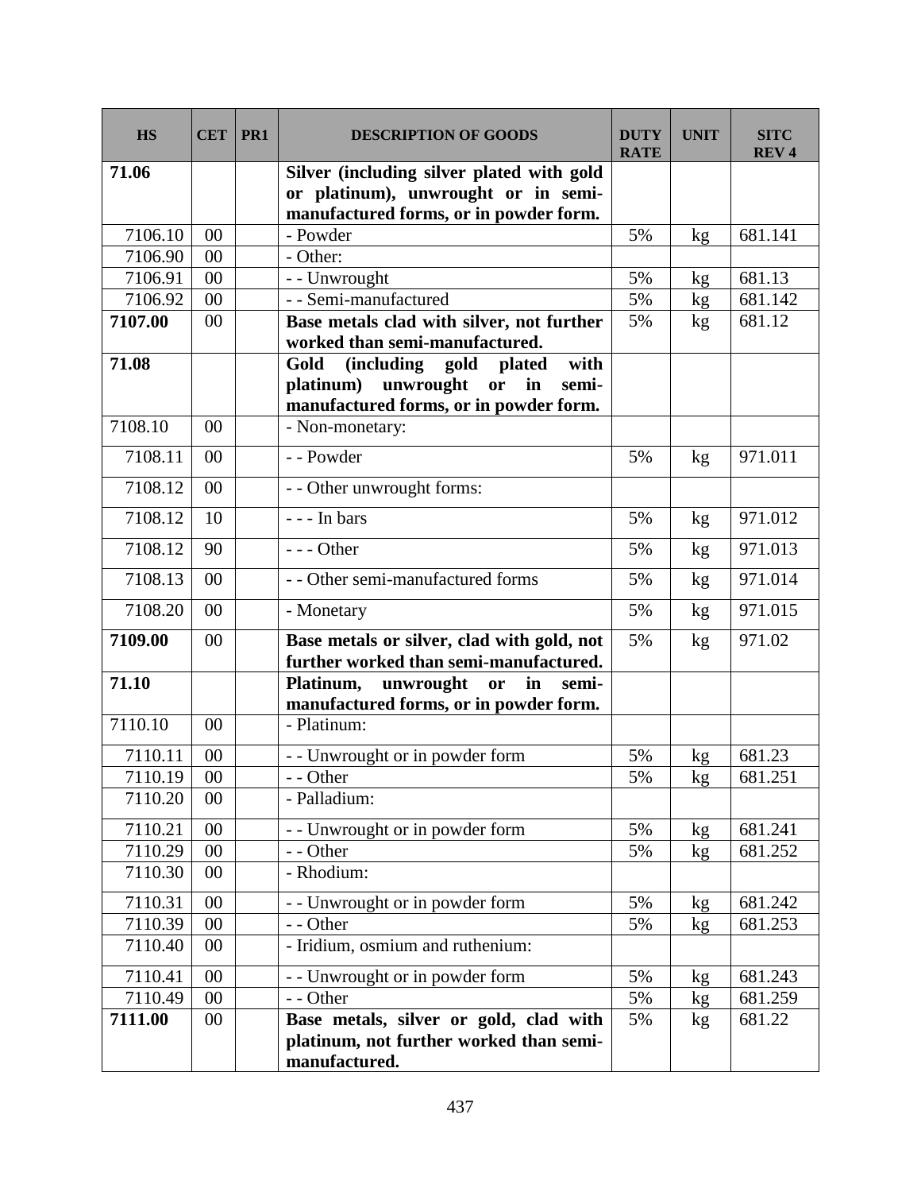| HS | CET | PR1 | DESCRIPTION OF GOODS | DUTY RATE | UNIT | SITC REV 4 |
|---|---|---|---|---|---|---|
| **71.06** | | | **Silver (including silver plated with gold or platinum), unwrought or in semi-manufactured forms, or in powder form.** | | | |
| 7106.10 | 00 | | - Powder | 5% | kg | 681.141 |
| 7106.90 | 00 | | - Other: | | | |
| 7106.91 | 00 | | - - Unwrought | 5% | kg | 681.13 |
| 7106.92 | 00 | | - - Semi-manufactured | 5% | kg | 681.142 |
| **7107.00** | 00 | | **Base metals clad with silver, not further worked than semi-manufactured.** | 5% | kg | 681.12 |
| **71.08** | | | **Gold (including gold plated with platinum) unwrought or in semi-manufactured forms, or in powder form.** | | | |
| 7108.10 | 00 | | - Non-monetary: | | | |
| 7108.11 | 00 | | - - Powder | 5% | kg | 971.011 |
| 7108.12 | 00 | | - - Other unwrought forms: | | | |
| 7108.12 | 10 | | - - - In bars | 5% | kg | 971.012 |
| 7108.12 | 90 | | - - - Other | 5% | kg | 971.013 |
| 7108.13 | 00 | | - - Other semi-manufactured forms | 5% | kg | 971.014 |
| 7108.20 | 00 | | - Monetary | 5% | kg | 971.015 |
| **7109.00** | 00 | | **Base metals or silver, clad with gold, not further worked than semi-manufactured.** | 5% | kg | 971.02 |
| **71.10** | | | **Platinum, unwrought or in semi-manufactured forms, or in powder form.** | | | |
| 7110.10 | 00 | | - Platinum: | | | |
| 7110.11 | 00 | | - - Unwrought or in powder form | 5% | kg | 681.23 |
| 7110.19 | 00 | | - - Other | 5% | kg | 681.251 |
| 7110.20 | 00 | | - Palladium: | | | |
| 7110.21 | 00 | | - - Unwrought or in powder form | 5% | kg | 681.241 |
| 7110.29 | 00 | | - - Other | 5% | kg | 681.252 |
| 7110.30 | 00 | | - Rhodium: | | | |
| 7110.31 | 00 | | - - Unwrought or in powder form | 5% | kg | 681.242 |
| 7110.39 | 00 | | - - Other | 5% | kg | 681.253 |
| 7110.40 | 00 | | - Iridium, osmium and ruthenium: | | | |
| 7110.41 | 00 | | - - Unwrought or in powder form | 5% | kg | 681.243 |
| 7110.49 | 00 | | - - Other | 5% | kg | 681.259 |
| **7111.00** | 00 | | **Base metals, silver or gold, clad with platinum, not further worked than semi-manufactured.** | 5% | kg | 681.22 |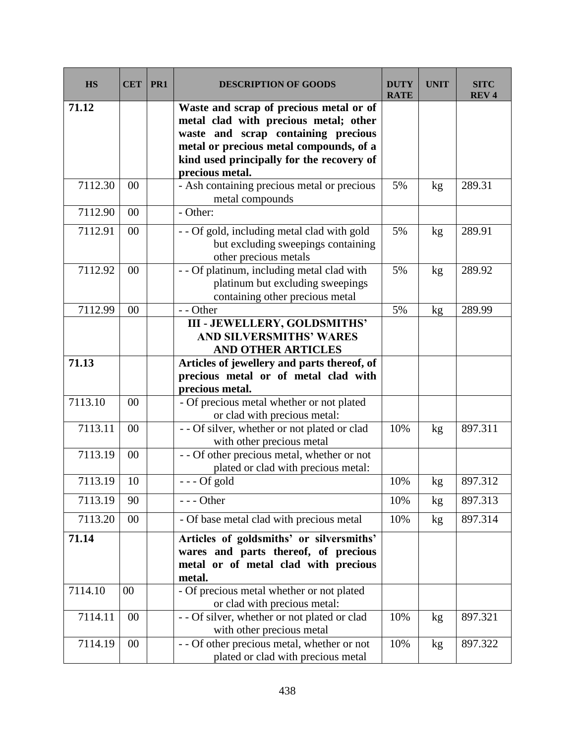| HS | CET | PR1 | DESCRIPTION OF GOODS | DUTY RATE | UNIT | SITC REV 4 |
|---|---|---|---|---|---|---|
| **71.12** | | | **Waste and scrap of precious metal or of metal clad with precious metal; other waste and scrap containing precious metal or precious metal compounds, of a kind used principally for the recovery of precious metal.** | | | |
| 7112.30 | 00 | | - Ash containing precious metal or precious metal compounds | 5% | kg | 289.31 |
| 7112.90 | 00 | | - Other: | | | |
| 7112.91 | 00 | | - - Of gold, including metal clad with gold but excluding sweepings containing other precious metals | 5% | kg | 289.91 |
| 7112.92 | 00 | | - - Of platinum, including metal clad with platinum but excluding sweepings containing other precious metal | 5% | kg | 289.92 |
| 7112.99 | 00 | | - - Other | 5% | kg | 289.99 |
| | | | **III - JEWELLERY, GOLDSMITHS' AND SILVERSMITHS' WARES AND OTHER ARTICLES** | | | |
| **71.13** | | | **Articles of jewellery and parts thereof, of precious metal or of metal clad with precious metal.** | | | |
| 7113.10 | 00 | | - Of precious metal whether or not plated or clad with precious metal: | | | |
| 7113.11 | 00 | | - - Of silver, whether or not plated or clad with other precious metal | 10% | kg | 897.311 |
| 7113.19 | 00 | | - - Of other precious metal, whether or not plated or clad with precious metal: | | | |
| 7113.19 | 10 | | - - - Of gold | 10% | kg | 897.312 |
| 7113.19 | 90 | | - - - Other | 10% | kg | 897.313 |
| 7113.20 | 00 | | - Of base metal clad with precious metal | 10% | kg | 897.314 |
| **71.14** | | | **Articles of goldsmiths' or silversmiths' wares and parts thereof, of precious metal or of metal clad with precious metal.** | | | |
| 7114.10 | 00 | | - Of precious metal whether or not plated or clad with precious metal: | | | |
| 7114.11 | 00 | | - - Of silver, whether or not plated or clad with other precious metal | 10% | kg | 897.321 |
| 7114.19 | 00 | | - - Of other precious metal, whether or not plated or clad with precious metal | 10% | kg | 897.322 |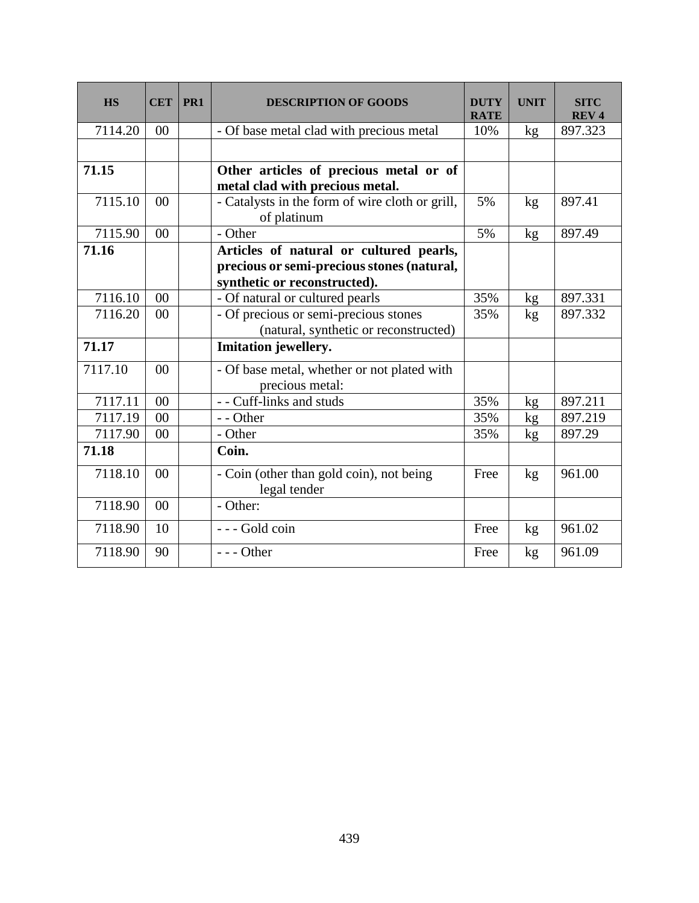| HS | CET | PR1 | DESCRIPTION OF GOODS | DUTY RATE | UNIT | SITC REV 4 |
|---|---|---|---|---|---|---|
| 7114.20 | 00 | | - Of base metal clad with precious metal | 10% | kg | 897.323 |
| | | | | | | |
| **71.15** | | | **Other articles of precious metal or of metal clad with precious metal.** | | | |
| 7115.10 | 00 | | - Catalysts in the form of wire cloth or grill, of platinum | 5% | kg | 897.41 |
| 7115.90 | 00 | | - Other | 5% | kg | 897.49 |
| **71.16** | | | **Articles of natural or cultured pearls, precious or semi-precious stones (natural, synthetic or reconstructed).** | | | |
| 7116.10 | 00 | | - Of natural or cultured pearls | 35% | kg | 897.331 |
| 7116.20 | 00 | | - Of precious or semi-precious stones (natural, synthetic or reconstructed) | 35% | kg | 897.332 |
| **71.17** | | | **Imitation jewellery.** | | | |
| 7117.10 | 00 | | - Of base metal, whether or not plated with precious metal: | | | |
| 7117.11 | 00 | | - - Cuff-links and studs | 35% | kg | 897.211 |
| 7117.19 | 00 | | - - Other | 35% | kg | 897.219 |
| 7117.90 | 00 | | - Other | 35% | kg | 897.29 |
| **71.18** | | | **Coin.** | | | |
| 7118.10 | 00 | | - Coin (other than gold coin), not being legal tender | Free | kg | 961.00 |
| 7118.90 | 00 | | - Other: | | | |
| 7118.90 | 10 | | - - - Gold coin | Free | kg | 961.02 |
| 7118.90 | 90 | | - - - Other | Free | kg | 961.09 |